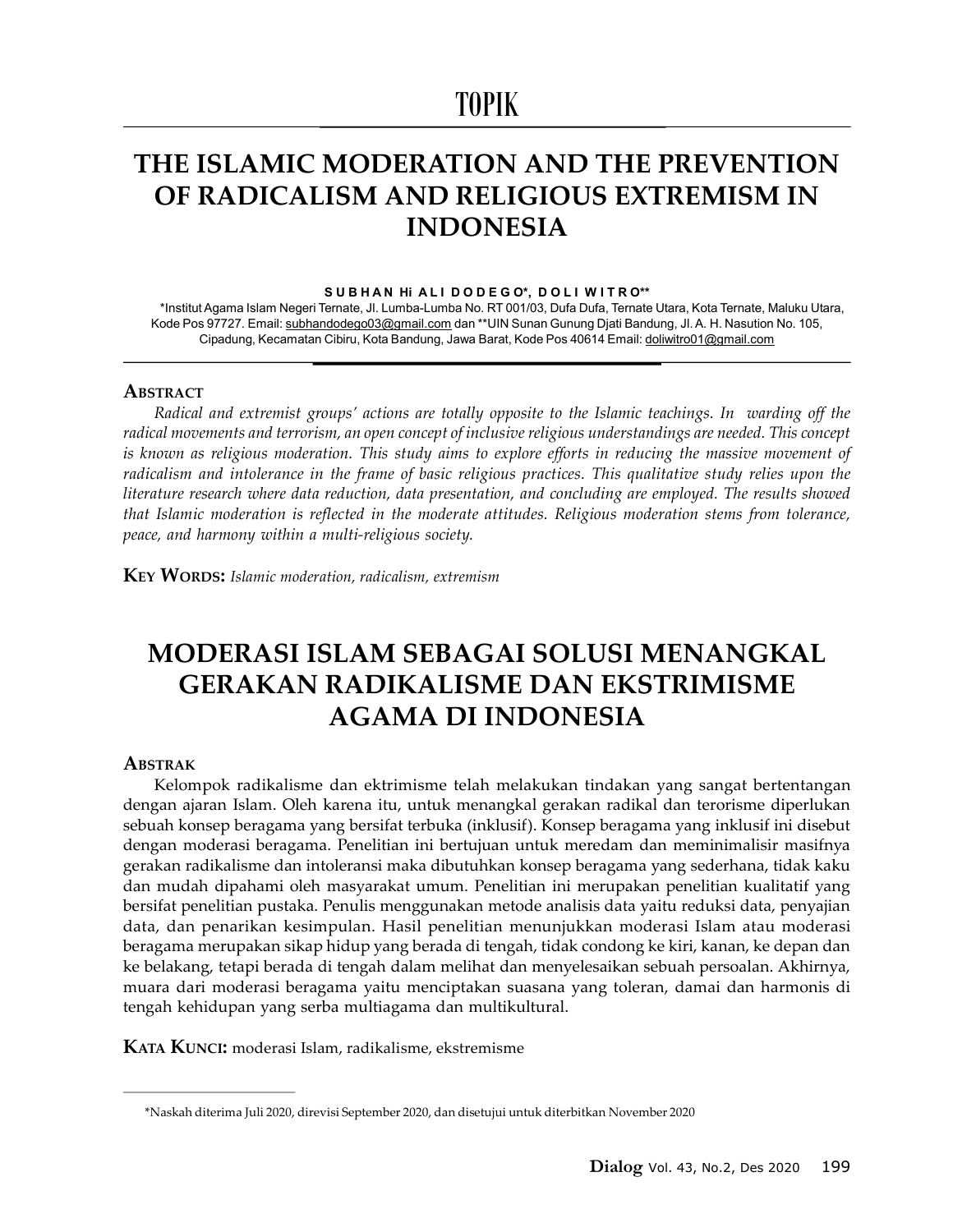TOPIK

# THE ISLAMIC MODERATION AND THE PREVENTION OF RADICALISM AND RELIGIOUS EXTREMISM IN INDONESIA

**SUBHAN Hi ALI DODEGO*, DOLI WITRO****

*Institut Agama Islam Negeri Ternate, Jl. Lumba-Lumba No. RT 001/03, Dufa Dufa, Ternate Utara, Kota Ternate, Maluku Utara, Kode Pos 97727. Email: subhandodego03@gmail.com dan **UIN Sunan Gunung Djati Bandung, Jl. A. H. Nasution No. 105, Cipadung, Kecamatan Cibiru, Kota Bandung, Jawa Barat, Kode Pos 40614 Email: doliwitro01@gmail.com

## Abstract

*Radical and extremist groups' actions are totally opposite to the Islamic teachings. In warding off the radical movements and terrorism, an open concept of inclusive religious understandings are needed. This concept is known as religious moderation. This study aims to explore efforts in reducing the massive movement of radicalism and intolerance in the frame of basic religious practices. This qualitative study relies upon the literature research where data reduction, data presentation, and concluding are employed. The results showed that Islamic moderation is reflected in the moderate attitudes. Religious moderation stems from tolerance, peace, and harmony within a multi-religious society.*

**Key Words:** *Islamic moderation, radicalism, extremism*

# MODERASI ISLAM SEBAGAI SOLUSI MENANGKAL GERAKAN RADIKALISME DAN EKSTRIMISME AGAMA DI INDONESIA

## Abstrak

Kelompok radikalisme dan ektrimisme telah melakukan tindakan yang sangat bertentangan dengan ajaran Islam. Oleh karena itu, untuk menangkal gerakan radikal dan terorisme diperlukan sebuah konsep beragama yang bersifat terbuka (inklusif). Konsep beragama yang inklusif ini disebut dengan moderasi beragama. Penelitian ini bertujuan untuk meredam dan meminimalisir masifnya gerakan radikalisme dan intoleransi maka dibutuhkan konsep beragama yang sederhana, tidak kaku dan mudah dipahami oleh masyarakat umum. Penelitian ini merupakan penelitian kualitatif yang bersifat penelitian pustaka. Penulis menggunakan metode analisis data yaitu reduksi data, penyajian data, dan penarikan kesimpulan. Hasil penelitian menunjukkan moderasi Islam atau moderasi beragama merupakan sikap hidup yang berada di tengah, tidak condong ke kiri, kanan, ke depan dan ke belakang, tetapi berada di tengah dalam melihat dan menyelesaikan sebuah persoalan. Akhirnya, muara dari moderasi beragama yaitu menciptakan suasana yang toleran, damai dan harmonis di tengah kehidupan yang serba multiagama dan multikultural.

**Kata Kunci:** moderasi Islam, radikalisme, ekstremisme

---

*Naskah diterima Juli 2020, direvisi September 2020, dan disetujui untuk diterbitkan November 2020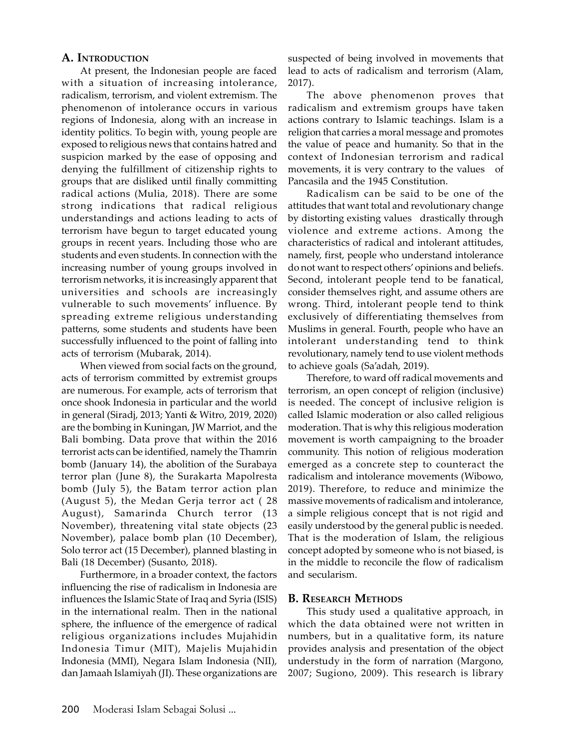## A. Introduction

At present, the Indonesian people are faced with a situation of increasing intolerance, radicalism, terrorism, and violent extremism. The phenomenon of intolerance occurs in various regions of Indonesia, along with an increase in identity politics. To begin with, young people are exposed to religious news that contains hatred and suspicion marked by the ease of opposing and denying the fulfillment of citizenship rights to groups that are disliked until finally committing radical actions (Mulia, 2018). There are some strong indications that radical religious understandings and actions leading to acts of terrorism have begun to target educated young groups in recent years. Including those who are students and even students. In connection with the increasing number of young groups involved in terrorism networks, it is increasingly apparent that universities and schools are increasingly vulnerable to such movements' influence. By spreading extreme religious understanding patterns, some students and students have been successfully influenced to the point of falling into acts of terrorism (Mubarak, 2014).

When viewed from social facts on the ground, acts of terrorism committed by extremist groups are numerous. For example, acts of terrorism that once shook Indonesia in particular and the world in general (Siradj, 2013; Yanti & Witro, 2019, 2020) are the bombing in Kuningan, JW Marriot, and the Bali bombing. Data prove that within the 2016 terrorist acts can be identified, namely the Thamrin bomb (January 14), the abolition of the Surabaya terror plan (June 8), the Surakarta Mapolresta bomb (July 5), the Batam terror action plan (August 5), the Medan Gerja terror act ( 28 August), Samarinda Church terror (13 November), threatening vital state objects (23 November), palace bomb plan (10 December), Solo terror act (15 December), planned blasting in Bali (18 December) (Susanto, 2018).

Furthermore, in a broader context, the factors influencing the rise of radicalism in Indonesia are influences the Islamic State of Iraq and Syria (ISIS) in the international realm. Then in the national sphere, the influence of the emergence of radical religious organizations includes Mujahidin Indonesia Timur (MIT), Majelis Mujahidin Indonesia (MMI), Negara Islam Indonesia (NII), dan Jamaah Islamiyah (JI). These organizations are suspected of being involved in movements that lead to acts of radicalism and terrorism (Alam, 2017).

The above phenomenon proves that radicalism and extremism groups have taken actions contrary to Islamic teachings. Islam is a religion that carries a moral message and promotes the value of peace and humanity. So that in the context of Indonesian terrorism and radical movements, it is very contrary to the values of Pancasila and the 1945 Constitution.

Radicalism can be said to be one of the attitudes that want total and revolutionary change by distorting existing values drastically through violence and extreme actions. Among the characteristics of radical and intolerant attitudes, namely, first, people who understand intolerance do not want to respect others' opinions and beliefs. Second, intolerant people tend to be fanatical, consider themselves right, and assume others are wrong. Third, intolerant people tend to think exclusively of differentiating themselves from Muslims in general. Fourth, people who have an intolerant understanding tend to think revolutionary, namely tend to use violent methods to achieve goals (Sa'adah, 2019).

Therefore, to ward off radical movements and terrorism, an open concept of religion (inclusive) is needed. The concept of inclusive religion is called Islamic moderation or also called religious moderation. That is why this religious moderation movement is worth campaigning to the broader community. This notion of religious moderation emerged as a concrete step to counteract the radicalism and intolerance movements (Wibowo, 2019). Therefore, to reduce and minimize the massive movements of radicalism and intolerance, a simple religious concept that is not rigid and easily understood by the general public is needed. That is the moderation of Islam, the religious concept adopted by someone who is not biased, is in the middle to reconcile the flow of radicalism and secularism.

## B. Research Methods

This study used a qualitative approach, in which the data obtained were not written in numbers, but in a qualitative form, its nature provides analysis and presentation of the object understudy in the form of narration (Margono, 2007; Sugiono, 2009). This research is library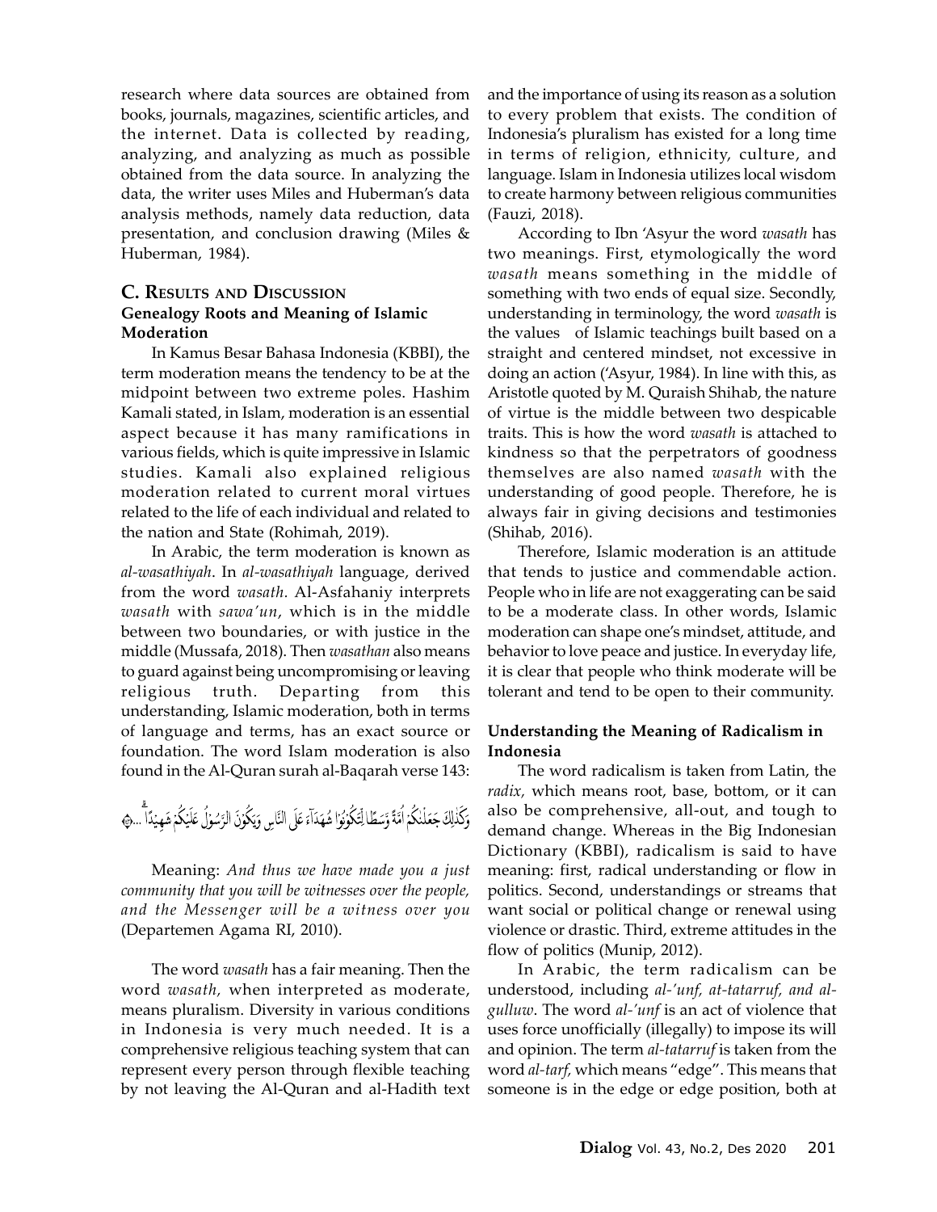research where data sources are obtained from books, journals, magazines, scientific articles, and the internet. Data is collected by reading, analyzing, and analyzing as much as possible obtained from the data source. In analyzing the data, the writer uses Miles and Huberman's data analysis methods, namely data reduction, data presentation, and conclusion drawing (Miles & Huberman, 1984).

## C. Results and Discussion

### Genealogy Roots and Meaning of Islamic Moderation

In Kamus Besar Bahasa Indonesia (KBBI), the term moderation means the tendency to be at the midpoint between two extreme poles. Hashim Kamali stated, in Islam, moderation is an essential aspect because it has many ramifications in various fields, which is quite impressive in Islamic studies. Kamali also explained religious moderation related to current moral virtues related to the life of each individual and related to the nation and State (Rohimah, 2019).

In Arabic, the term moderation is known as *al-wasathiyah*. In *al-wasathiyah* language, derived from the word *wasath*. Al-Asfahaniy interprets *wasath* with *sawa'un*, which is in the middle between two boundaries, or with justice in the middle (Mussafa, 2018). Then *wasathan* also means to guard against being uncompromising or leaving religious truth. Departing from this understanding, Islamic moderation, both in terms of language and terms, has an exact source or foundation. The word Islam moderation is also found in the Al-Quran surah al-Baqarah verse 143:

وَكَذَٰلِكَ جَعَلْنَٰكُمْ أُمَّةً وَسَطًا لِّتَكُونُوا۟ شُهَدَآءَ عَلَى ٱلنَّاسِ وَيَكُونَ ٱلرَّسُولُ عَلَيْكُمْ شَهِيدًا ...

Meaning: *And thus we have made you a just community that you will be witnesses over the people, and the Messenger will be a witness over you* (Departemen Agama RI, 2010).

The word *wasath* has a fair meaning. Then the word *wasath*, when interpreted as moderate, means pluralism. Diversity in various conditions in Indonesia is very much needed. It is a comprehensive religious teaching system that can represent every person through flexible teaching by not leaving the Al-Quran and al-Hadith text and the importance of using its reason as a solution to every problem that exists. The condition of Indonesia's pluralism has existed for a long time in terms of religion, ethnicity, culture, and language. Islam in Indonesia utilizes local wisdom to create harmony between religious communities (Fauzi, 2018).

According to Ibn 'Asyur the word *wasath* has two meanings. First, etymologically the word *wasath* means something in the middle of something with two ends of equal size. Secondly, understanding in terminology, the word *wasath* is the values of Islamic teachings built based on a straight and centered mindset, not excessive in doing an action ('Asyur, 1984). In line with this, as Aristotle quoted by M. Quraish Shihab, the nature of virtue is the middle between two despicable traits. This is how the word *wasath* is attached to kindness so that the perpetrators of goodness themselves are also named *wasath* with the understanding of good people. Therefore, he is always fair in giving decisions and testimonies (Shihab, 2016).

Therefore, Islamic moderation is an attitude that tends to justice and commendable action. People who in life are not exaggerating can be said to be a moderate class. In other words, Islamic moderation can shape one's mindset, attitude, and behavior to love peace and justice. In everyday life, it is clear that people who think moderate will be tolerant and tend to be open to their community.

### Understanding the Meaning of Radicalism in Indonesia

The word radicalism is taken from Latin, the *radix*, which means root, base, bottom, or it can also be comprehensive, all-out, and tough to demand change. Whereas in the Big Indonesian Dictionary (KBBI), radicalism is said to have meaning: first, radical understanding or flow in politics. Second, understandings or streams that want social or political change or renewal using violence or drastic. Third, extreme attitudes in the flow of politics (Munip, 2012).

In Arabic, the term radicalism can be understood, including *al-'unf, at-tatarruf, and al-gulluw*. The word *al-'unf* is an act of violence that uses force unofficially (illegally) to impose its will and opinion. The term *al-tatarruf* is taken from the word *al-tarf*, which means "edge". This means that someone is in the edge or edge position, both at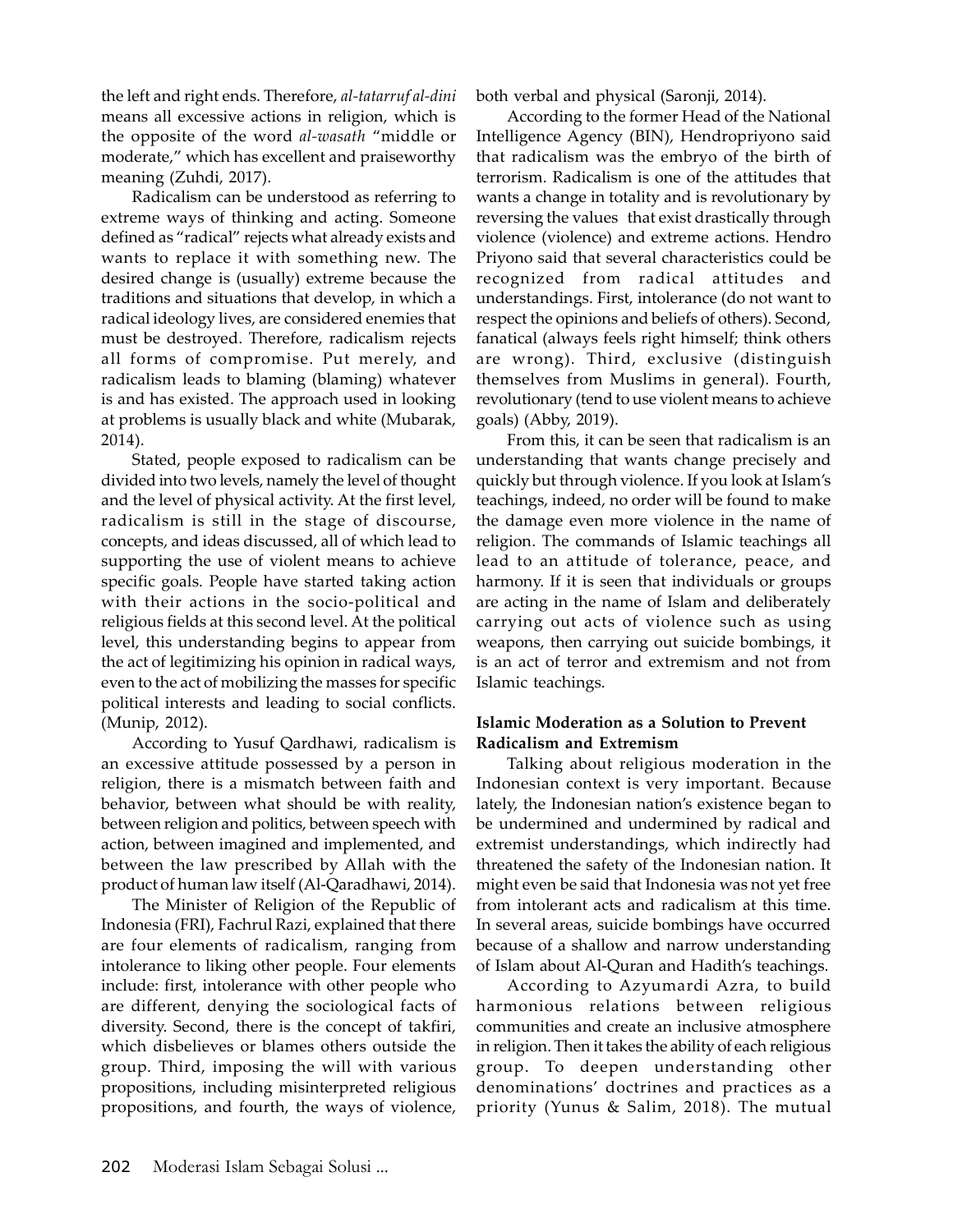the left and right ends. Therefore, *al-tatarruf al-dini* means all excessive actions in religion, which is the opposite of the word *al-wasath* "middle or moderate," which has excellent and praiseworthy meaning (Zuhdi, 2017).

Radicalism can be understood as referring to extreme ways of thinking and acting. Someone defined as "radical" rejects what already exists and wants to replace it with something new. The desired change is (usually) extreme because the traditions and situations that develop, in which a radical ideology lives, are considered enemies that must be destroyed. Therefore, radicalism rejects all forms of compromise. Put merely, and radicalism leads to blaming (blaming) whatever is and has existed. The approach used in looking at problems is usually black and white (Mubarak, 2014).

Stated, people exposed to radicalism can be divided into two levels, namely the level of thought and the level of physical activity. At the first level, radicalism is still in the stage of discourse, concepts, and ideas discussed, all of which lead to supporting the use of violent means to achieve specific goals. People have started taking action with their actions in the socio-political and religious fields at this second level. At the political level, this understanding begins to appear from the act of legitimizing his opinion in radical ways, even to the act of mobilizing the masses for specific political interests and leading to social conflicts. (Munip, 2012).

According to Yusuf Qardhawi, radicalism is an excessive attitude possessed by a person in religion, there is a mismatch between faith and behavior, between what should be with reality, between religion and politics, between speech with action, between imagined and implemented, and between the law prescribed by Allah with the product of human law itself (Al-Qaradhawi, 2014).

The Minister of Religion of the Republic of Indonesia (FRI), Fachrul Razi, explained that there are four elements of radicalism, ranging from intolerance to liking other people. Four elements include: first, intolerance with other people who are different, denying the sociological facts of diversity. Second, there is the concept of takfiri, which disbelieves or blames others outside the group. Third, imposing the will with various propositions, including misinterpreted religious propositions, and fourth, the ways of violence, both verbal and physical (Saronji, 2014).

According to the former Head of the National Intelligence Agency (BIN), Hendropriyono said that radicalism was the embryo of the birth of terrorism. Radicalism is one of the attitudes that wants a change in totality and is revolutionary by reversing the values that exist drastically through violence (violence) and extreme actions. Hendro Priyono said that several characteristics could be recognized from radical attitudes and understandings. First, intolerance (do not want to respect the opinions and beliefs of others). Second, fanatical (always feels right himself; think others are wrong). Third, exclusive (distinguish themselves from Muslims in general). Fourth, revolutionary (tend to use violent means to achieve goals) (Abby, 2019).

From this, it can be seen that radicalism is an understanding that wants change precisely and quickly but through violence. If you look at Islam's teachings, indeed, no order will be found to make the damage even more violence in the name of religion. The commands of Islamic teachings all lead to an attitude of tolerance, peace, and harmony. If it is seen that individuals or groups are acting in the name of Islam and deliberately carrying out acts of violence such as using weapons, then carrying out suicide bombings, it is an act of terror and extremism and not from Islamic teachings.

**Islamic Moderation as a Solution to Prevent Radicalism and Extremism**

Talking about religious moderation in the Indonesian context is very important. Because lately, the Indonesian nation's existence began to be undermined and undermined by radical and extremist understandings, which indirectly had threatened the safety of the Indonesian nation. It might even be said that Indonesia was not yet free from intolerant acts and radicalism at this time. In several areas, suicide bombings have occurred because of a shallow and narrow understanding of Islam about Al-Quran and Hadith's teachings.

According to Azyumardi Azra, to build harmonious relations between religious communities and create an inclusive atmosphere in religion. Then it takes the ability of each religious group. To deepen understanding other denominations' doctrines and practices as a priority (Yunus & Salim, 2018). The mutual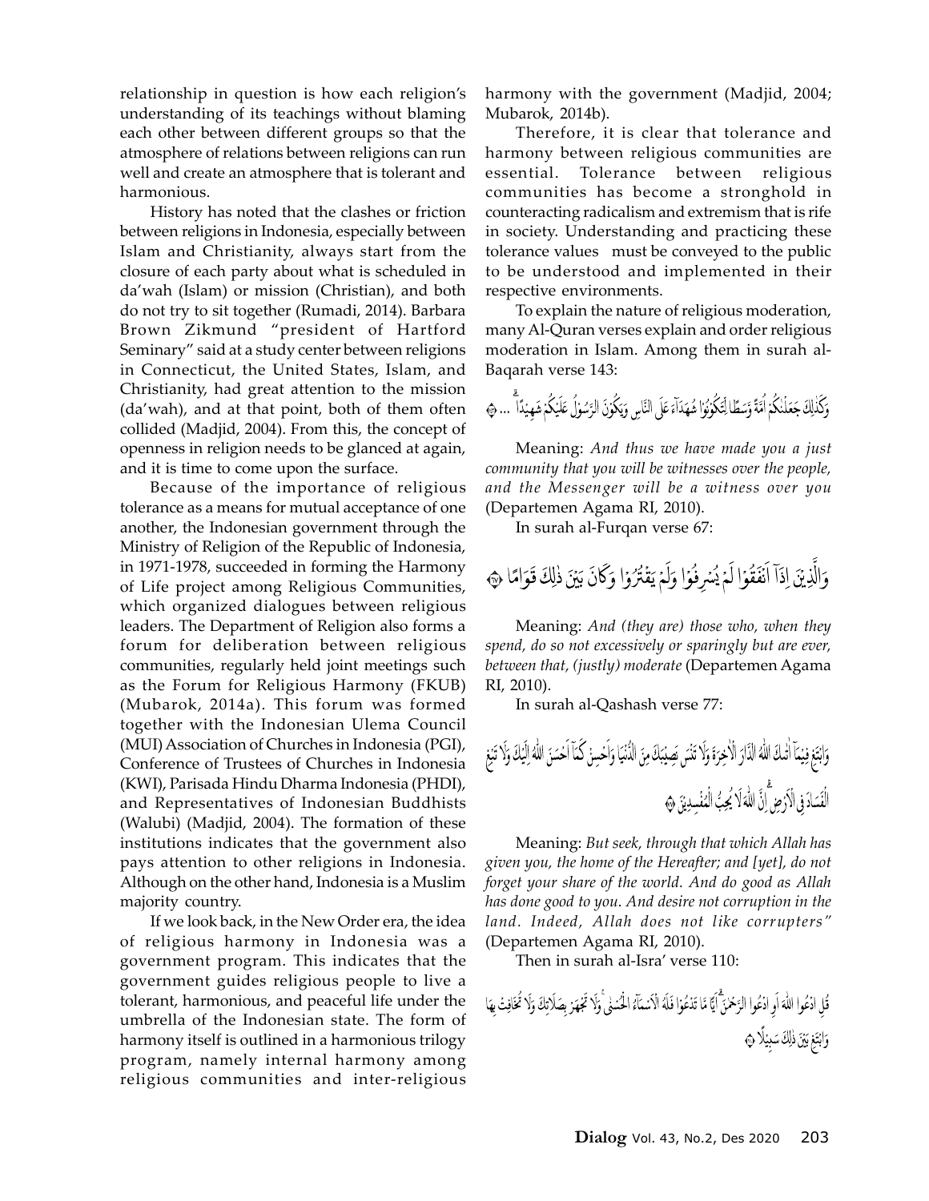relationship in question is how each religion's understanding of its teachings without blaming each other between different groups so that the atmosphere of relations between religions can run well and create an atmosphere that is tolerant and harmonious.

History has noted that the clashes or friction between religions in Indonesia, especially between Islam and Christianity, always start from the closure of each party about what is scheduled in da'wah (Islam) or mission (Christian), and both do not try to sit together (Rumadi, 2014). Barbara Brown Zikmund "president of Hartford Seminary" said at a study center between religions in Connecticut, the United States, Islam, and Christianity, had great attention to the mission (da'wah), and at that point, both of them often collided (Madjid, 2004). From this, the concept of openness in religion needs to be glanced at again, and it is time to come upon the surface.

Because of the importance of religious tolerance as a means for mutual acceptance of one another, the Indonesian government through the Ministry of Religion of the Republic of Indonesia, in 1971-1978, succeeded in forming the Harmony of Life project among Religious Communities, which organized dialogues between religious leaders. The Department of Religion also forms a forum for deliberation between religious communities, regularly held joint meetings such as the Forum for Religious Harmony (FKUB) (Mubarok, 2014a). This forum was formed together with the Indonesian Ulema Council (MUI) Association of Churches in Indonesia (PGI), Conference of Trustees of Churches in Indonesia (KWI), Parisada Hindu Dharma Indonesia (PHDI), and Representatives of Indonesian Buddhists (Walubi) (Madjid, 2004). The formation of these institutions indicates that the government also pays attention to other religions in Indonesia. Although on the other hand, Indonesia is a Muslim majority country.

If we look back, in the New Order era, the idea of religious harmony in Indonesia was a government program. This indicates that the government guides religious people to live a tolerant, harmonious, and peaceful life under the umbrella of the Indonesian state. The form of harmony itself is outlined in a harmonious trilogy program, namely internal harmony among religious communities and inter-religious harmony with the government (Madjid, 2004; Mubarok, 2014b).

Therefore, it is clear that tolerance and harmony between religious communities are essential. Tolerance between religious communities has become a stronghold in counteracting radicalism and extremism that is rife in society. Understanding and practicing these tolerance values must be conveyed to the public to be understood and implemented in their respective environments.

To explain the nature of religious moderation, many Al-Quran verses explain and order religious moderation in Islam. Among them in surah al-Baqarah verse 143:

وَكَذٰلِكَ جَعَلْنٰكُمْ اُمَّةً وَّسَطًا لِّتَكُوْنُوْا شُهَدَاۤءَ عَلَى النَّاسِ وَيَكُوْنَ الرَّسُوْلُ عَلَيْكُمْ شَهِيْدًاۗ ... ﴿١٤٣﴾

Meaning: *And thus we have made you a just community that you will be witnesses over the people, and the Messenger will be a witness over you* (Departemen Agama RI, 2010).

In surah al-Furqan verse 67:

وَالَّذِيْنَ اِذَآ اَنْفَقُوْا لَمْ يُسْرِفُوْا وَلَمْ يَقْتُرُوْا وَكَانَ بَيْنَ ذٰلِكَ قَوَامًا ﴿٦٧﴾

Meaning: *And (they are) those who, when they spend, do so not excessively or sparingly but are ever, between that, (justly) moderate* (Departemen Agama RI, 2010).

In surah al-Qashash verse 77:

وَابْتَغِ فِيْمَآ اٰتٰىكَ اللّٰهُ الدَّارَ الْاٰخِرَةَ وَلَا تَنْسَ نَصِيْبَكَ مِنَ الدُّنْيَا وَاَحْسِنْ كَمَآ اَحْسَنَ اللّٰهُ اِلَيْكَ وَلَا تَبْغِ الْفَسَادَ فِى الْاَرْضِۗ اِنَّ اللّٰهَ لَا يُحِبُّ الْمُفْسِدِيْنَ ﴿٧٧﴾

Meaning: *But seek, through that which Allah has given you, the home of the Hereafter; and [yet], do not forget your share of the world. And do good as Allah has done good to you. And desire not corruption in the land. Indeed, Allah does not like corrupters"* (Departemen Agama RI, 2010).

Then in surah al-Isra' verse 110:

قُلِ ادْعُوا اللّٰهَ اَوِ ادْعُوا الرَّحْمٰنَۗ اَيًّا مَّا تَدْعُوْا فَلَهُ الْاَسْمَاۤءُ الْحُسْنٰىۚ وَلَا تَجْهَرْ بِصَلَاتِكَ وَلَا تُخَافِتْ بِهَا وَابْتَغِ بَيْنَ ذٰلِكَ سَبِيْلًا ﴿١١٠﴾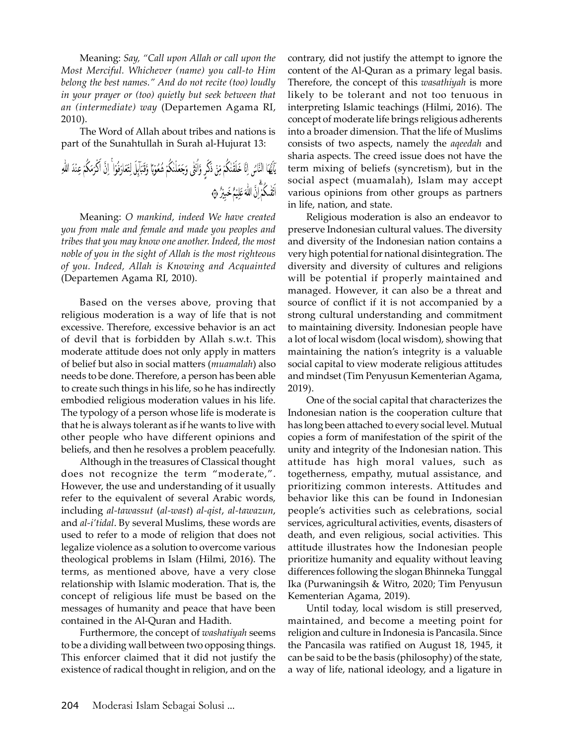Meaning: *Say, "Call upon Allah or call upon the Most Merciful. Whichever (name) you call-to Him belong the best names." And do not recite (too) loudly in your prayer or (too) quietly but seek between that an (intermediate) way* (Departemen Agama RI, 2010).

The Word of Allah about tribes and nations is part of the Sunahtullah in Surah al-Hujurat 13:

يٰٓاَيُّهَا النَّاسُ اِنَّا خَلَقْنٰكُمْ مِّنْ ذَكَرٍ وَّاُنْثٰى وَجَعَلْنٰكُمْ شُعُوْبًا وَّقَبَاۤىِٕلَ لِتَعَارَفُوْا ۚ اِنَّ اَكْرَمَكُمْ عِنْدَ اللّٰهِ اَتْقٰىكُمْ ۗاِنَّ اللّٰهَ عَلِيْمٌ خَبِيْرٌ ۝١٣

Meaning: *O mankind, indeed We have created you from male and female and made you peoples and tribes that you may know one another. Indeed, the most noble of you in the sight of Allah is the most righteous of you. Indeed, Allah is Knowing and Acquainted* (Departemen Agama RI, 2010).

Based on the verses above, proving that religious moderation is a way of life that is not excessive. Therefore, excessive behavior is an act of devil that is forbidden by Allah s.w.t. This moderate attitude does not only apply in matters of belief but also in social matters (*muamalah*) also needs to be done. Therefore, a person has been able to create such things in his life, so he has indirectly embodied religious moderation values in his life. The typology of a person whose life is moderate is that he is always tolerant as if he wants to live with other people who have different opinions and beliefs, and then he resolves a problem peacefully.

Although in the treasures of Classical thought does not recognize the term "moderate,". However, the use and understanding of it usually refer to the equivalent of several Arabic words, including *al-tawassut* (*al-wast*) *al-qist*, *al-tawazun*, and *al-i'tidal*. By several Muslims, these words are used to refer to a mode of religion that does not legalize violence as a solution to overcome various theological problems in Islam (Hilmi, 2016). The terms, as mentioned above, have a very close relationship with Islamic moderation. That is, the concept of religious life must be based on the messages of humanity and peace that have been contained in the Al-Quran and Hadith.

Furthermore, the concept of *washatiyah* seems to be a dividing wall between two opposing things. This enforcer claimed that it did not justify the existence of radical thought in religion, and on the contrary, did not justify the attempt to ignore the content of the Al-Quran as a primary legal basis. Therefore, the concept of this *wasathiyah* is more likely to be tolerant and not too tenuous in interpreting Islamic teachings (Hilmi, 2016). The concept of moderate life brings religious adherents into a broader dimension. That the life of Muslims consists of two aspects, namely the *aqeedah* and sharia aspects. The creed issue does not have the term mixing of beliefs (syncretism), but in the social aspect (muamalah), Islam may accept various opinions from other groups as partners in life, nation, and state.

Religious moderation is also an endeavor to preserve Indonesian cultural values. The diversity and diversity of the Indonesian nation contains a very high potential for national disintegration. The diversity and diversity of cultures and religions will be potential if properly maintained and managed. However, it can also be a threat and source of conflict if it is not accompanied by a strong cultural understanding and commitment to maintaining diversity. Indonesian people have a lot of local wisdom (local wisdom), showing that maintaining the nation's integrity is a valuable social capital to view moderate religious attitudes and mindset (Tim Penyusun Kementerian Agama, 2019).

One of the social capital that characterizes the Indonesian nation is the cooperation culture that has long been attached to every social level. Mutual copies a form of manifestation of the spirit of the unity and integrity of the Indonesian nation. This attitude has high moral values, such as togetherness, empathy, mutual assistance, and prioritizing common interests. Attitudes and behavior like this can be found in Indonesian people's activities such as celebrations, social services, agricultural activities, events, disasters of death, and even religious, social activities. This attitude illustrates how the Indonesian people prioritize humanity and equality without leaving differences following the slogan Bhinneka Tunggal Ika (Purwaningsih & Witro, 2020; Tim Penyusun Kementerian Agama, 2019).

Until today, local wisdom is still preserved, maintained, and become a meeting point for religion and culture in Indonesia is Pancasila. Since the Pancasila was ratified on August 18, 1945, it can be said to be the basis (philosophy) of the state, a way of life, national ideology, and a ligature in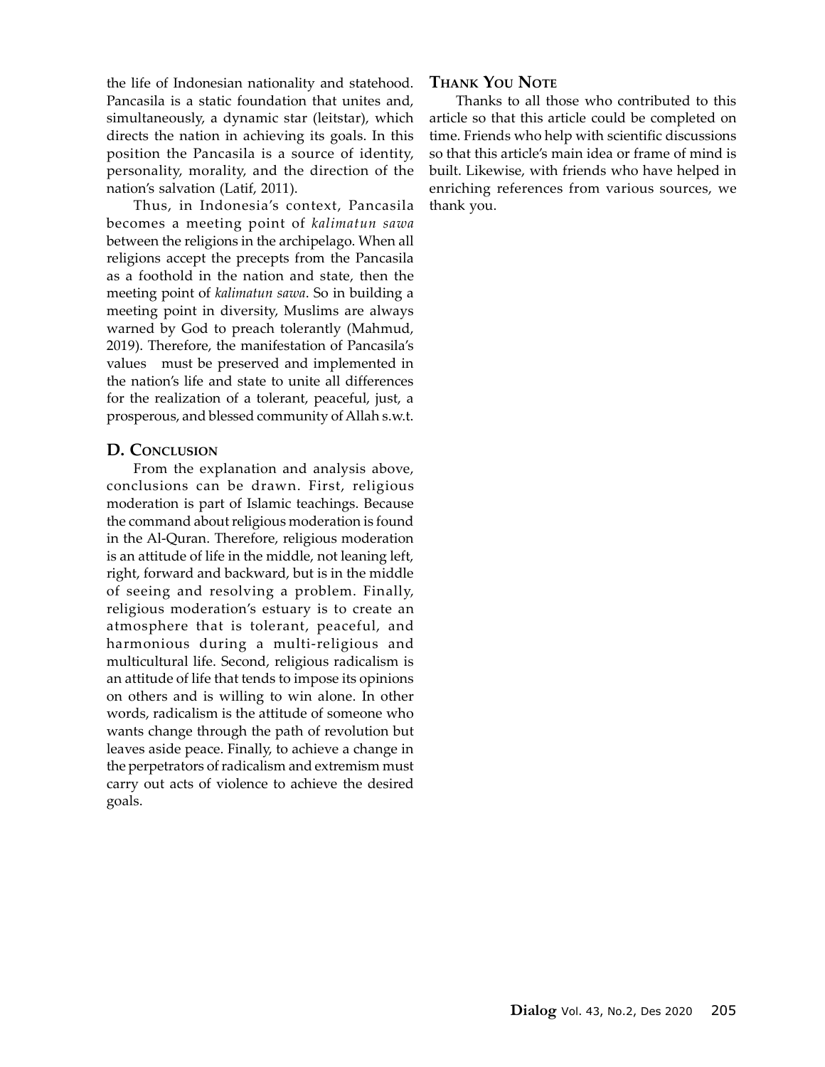the life of Indonesian nationality and statehood. Pancasila is a static foundation that unites and, simultaneously, a dynamic star (leitstar), which directs the nation in achieving its goals. In this position the Pancasila is a source of identity, personality, morality, and the direction of the nation's salvation (Latif, 2011).

Thus, in Indonesia's context, Pancasila becomes a meeting point of *kalimatun sawa* between the religions in the archipelago. When all religions accept the precepts from the Pancasila as a foothold in the nation and state, then the meeting point of *kalimatun sawa*. So in building a meeting point in diversity, Muslims are always warned by God to preach tolerantly (Mahmud, 2019). Therefore, the manifestation of Pancasila's values must be preserved and implemented in the nation's life and state to unite all differences for the realization of a tolerant, peaceful, just, a prosperous, and blessed community of Allah s.w.t.

## D. Conclusion

From the explanation and analysis above, conclusions can be drawn. First, religious moderation is part of Islamic teachings. Because the command about religious moderation is found in the Al-Quran. Therefore, religious moderation is an attitude of life in the middle, not leaning left, right, forward and backward, but is in the middle of seeing and resolving a problem. Finally, religious moderation's estuary is to create an atmosphere that is tolerant, peaceful, and harmonious during a multi-religious and multicultural life. Second, religious radicalism is an attitude of life that tends to impose its opinions on others and is willing to win alone. In other words, radicalism is the attitude of someone who wants change through the path of revolution but leaves aside peace. Finally, to achieve a change in the perpetrators of radicalism and extremism must carry out acts of violence to achieve the desired goals.

## Thank You Note

Thanks to all those who contributed to this article so that this article could be completed on time. Friends who help with scientific discussions so that this article's main idea or frame of mind is built. Likewise, with friends who have helped in enriching references from various sources, we thank you.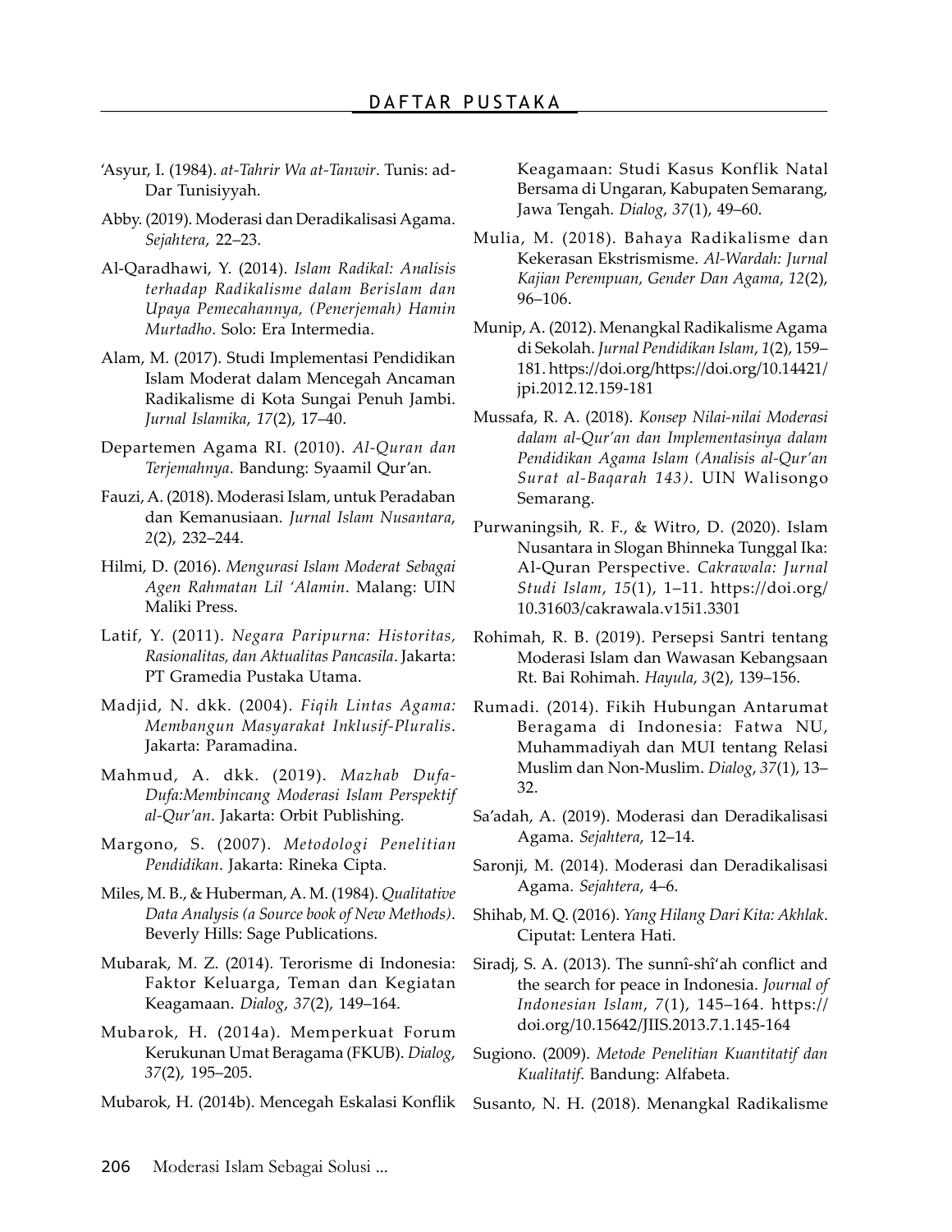# DAFTAR PUSTAKA

'Asyur, I. (1984). *at-Tahrir Wa at-Tanwir*. Tunis: ad-Dar Tunisiyyah.

Abby. (2019). Moderasi dan Deradikalisasi Agama. *Sejahtera*, 22–23.

Al-Qaradhawi, Y. (2014). *Islam Radikal: Analisis terhadap Radikalisme dalam Berislam dan Upaya Pemecahannya, (Penerjemah) Hamin Murtadho*. Solo: Era Intermedia.

Alam, M. (2017). Studi Implementasi Pendidikan Islam Moderat dalam Mencegah Ancaman Radikalisme di Kota Sungai Penuh Jambi. *Jurnal Islamika*, *17*(2), 17–40.

Departemen Agama RI. (2010). *Al-Quran dan Terjemahnya*. Bandung: Syaamil Qur'an.

Fauzi, A. (2018). Moderasi Islam, untuk Peradaban dan Kemanusiaan. *Jurnal Islam Nusantara*, *2*(2), 232–244.

Hilmi, D. (2016). *Mengurasi Islam Moderat Sebagai Agen Rahmatan Lil 'Alamin*. Malang: UIN Maliki Press.

Latif, Y. (2011). *Negara Paripurna: Historitas, Rasionalitas, dan Aktualitas Pancasila*. Jakarta: PT Gramedia Pustaka Utama.

Madjid, N. dkk. (2004). *Fiqih Lintas Agama: Membangun Masyarakat Inklusif-Pluralis*. Jakarta: Paramadina.

Mahmud, A. dkk. (2019). *Mazhab Dufa-Dufa:Membincang Moderasi Islam Perspektif al-Qur'an*. Jakarta: Orbit Publishing.

Margono, S. (2007). *Metodologi Penelitian Pendidikan*. Jakarta: Rineka Cipta.

Miles, M. B., & Huberman, A. M. (1984). *Qualitative Data Analysis (a Source book of New Methods)*. Beverly Hills: Sage Publications.

Mubarak, M. Z. (2014). Terorisme di Indonesia: Faktor Keluarga, Teman dan Kegiatan Keagamaan. *Dialog*, *37*(2), 149–164.

Mubarok, H. (2014a). Memperkuat Forum Kerukunan Umat Beragama (FKUB). *Dialog*, *37*(2), 195–205.

Mubarok, H. (2014b). Mencegah Eskalasi Konflik Keagamaan: Studi Kasus Konflik Natal Bersama di Ungaran, Kabupaten Semarang, Jawa Tengah. *Dialog*, *37*(1), 49–60.

Mulia, M. (2018). Bahaya Radikalisme dan Kekerasan Ekstrismisme. *Al-Wardah: Jurnal Kajian Perempuan, Gender Dan Agama*, *12*(2), 96–106.

Munip, A. (2012). Menangkal Radikalisme Agama di Sekolah. *Jurnal Pendidikan Islam*, *1*(2), 159–181. https://doi.org/https://doi.org/10.14421/jpi.2012.12.159-181

Mussafa, R. A. (2018). *Konsep Nilai-nilai Moderasi dalam al-Qur'an dan Implementasinya dalam Pendidikan Agama Islam (Analisis al-Qur'an Surat al-Baqarah 143)*. UIN Walisongo Semarang.

Purwaningsih, R. F., & Witro, D. (2020). Islam Nusantara in Slogan Bhinneka Tunggal Ika: Al-Quran Perspective. *Cakrawala: Jurnal Studi Islam*, *15*(1), 1–11. https://doi.org/10.31603/cakrawala.v15i1.3301

Rohimah, R. B. (2019). Persepsi Santri tentang Moderasi Islam dan Wawasan Kebangsaan Rt. Bai Rohimah. *Hayula*, *3*(2), 139–156.

Rumadi. (2014). Fikih Hubungan Antarumat Beragama di Indonesia: Fatwa NU, Muhammadiyah dan MUI tentang Relasi Muslim dan Non-Muslim. *Dialog*, *37*(1), 13–32.

Sa'adah, A. (2019). Moderasi dan Deradikalisasi Agama. *Sejahtera*, 12–14.

Saronji, M. (2014). Moderasi dan Deradikalisasi Agama. *Sejahtera*, 4–6.

Shihab, M. Q. (2016). *Yang Hilang Dari Kita: Akhlak*. Ciputat: Lentera Hati.

Siradj, S. A. (2013). The sunnî-shî'ah conflict and the search for peace in Indonesia. *Journal of Indonesian Islam*, *7*(1), 145–164. https://doi.org/10.15642/JIIS.2013.7.1.145-164

Sugiono. (2009). *Metode Penelitian Kuantitatif dan Kualitatif*. Bandung: Alfabeta.

Susanto, N. H. (2018). Menangkal Radikalisme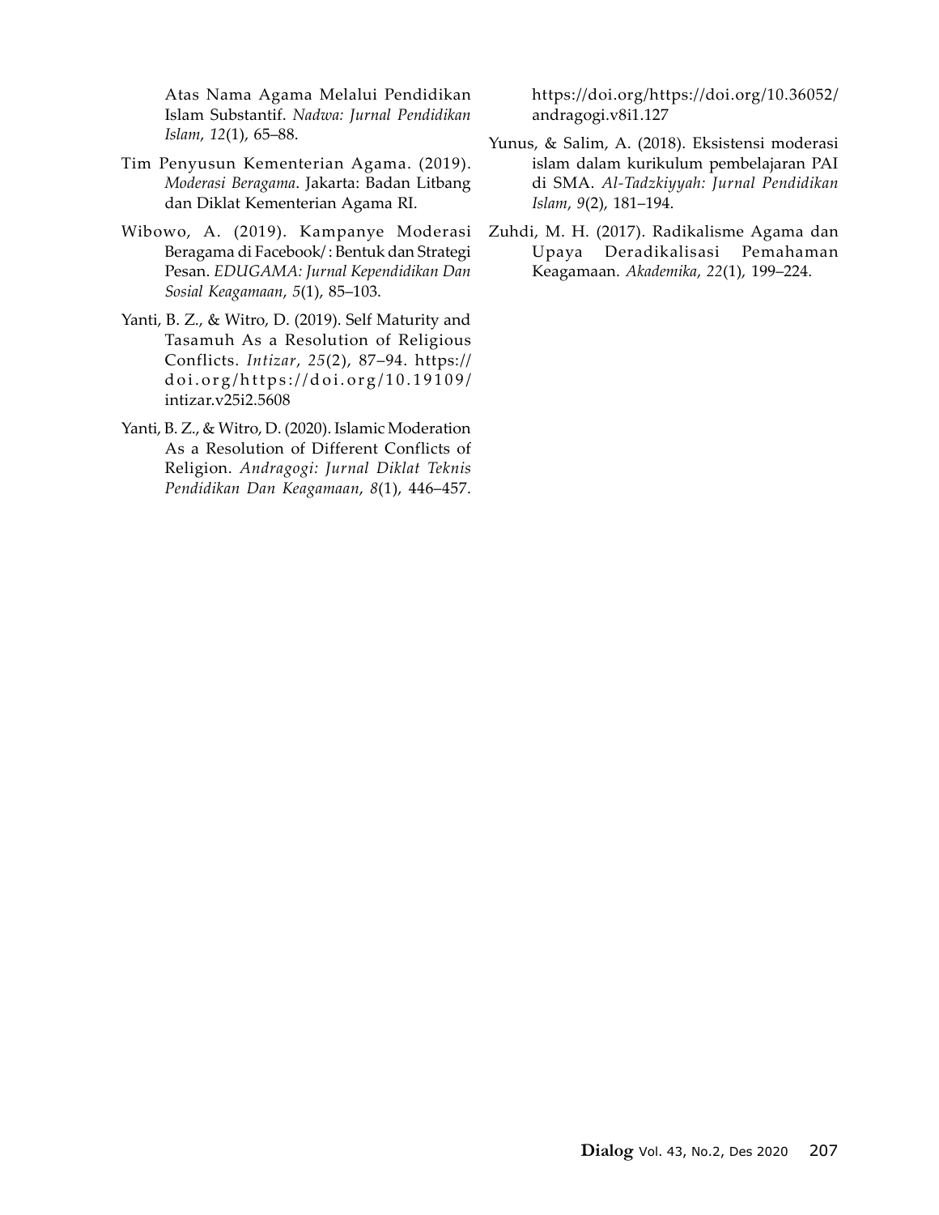Atas Nama Agama Melalui Pendidikan Islam Substantif. *Nadwa: Jurnal Pendidikan Islam*, *12*(1), 65–88.

Tim Penyusun Kementerian Agama. (2019). *Moderasi Beragama*. Jakarta: Badan Litbang dan Diklat Kementerian Agama RI.

Wibowo, A. (2019). Kampanye Moderasi Beragama di Facebook/ : Bentuk dan Strategi Pesan. *EDUGAMA: Jurnal Kependidikan Dan Sosial Keagamaan*, *5*(1), 85–103.

Yanti, B. Z., & Witro, D. (2019). Self Maturity and Tasamuh As a Resolution of Religious Conflicts. *Intizar*, *25*(2), 87–94. https://doi.org/https://doi.org/10.19109/intizar.v25i2.5608

Yanti, B. Z., & Witro, D. (2020). Islamic Moderation As a Resolution of Different Conflicts of Religion. *Andragogi: Jurnal Diklat Teknis Pendidikan Dan Keagamaan*, *8*(1), 446–457. https://doi.org/https://doi.org/10.36052/andragogi.v8i1.127

Yunus, & Salim, A. (2018). Eksistensi moderasi islam dalam kurikulum pembelajaran PAI di SMA. *Al-Tadzkiyyah: Jurnal Pendidikan Islam*, *9*(2), 181–194.

Zuhdi, M. H. (2017). Radikalisme Agama dan Upaya Deradikalisasi Pemahaman Keagamaan. *Akademika*, *22*(1), 199–224.